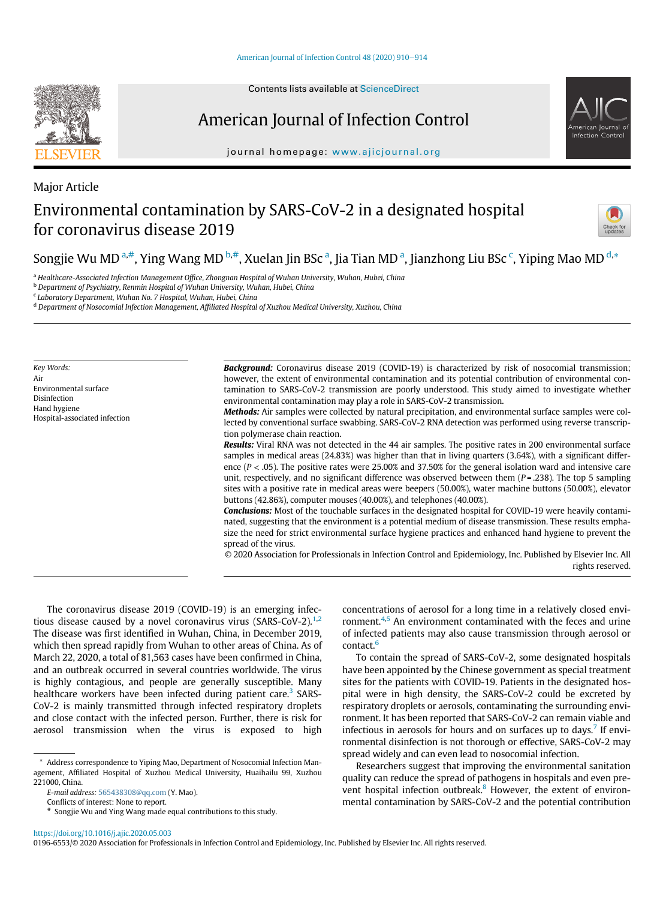Major Article

# Environmental contamination by SARS-CoV-2 in a designated hospital for coronavirus disease 2019

Songjie Wu MD [a,#], Ying Wang MD [b,#], Xuelan Jin BSc [a], Jia Tian MD [a], Jianzhong Liu BSc [c], Yiping Mao MD [d,*]

[a] Healthcare-Associated Infection Management Office, Zhongnan Hospital of Wuhan University, Wuhan, Hubei, China
[b] Department of Psychiatry, Renmin Hospital of Wuhan University, Wuhan, Hubei, China
[c] Laboratory Department, Wuhan No. 7 Hospital, Wuhan, Hubei, China
[d] Department of Nosocomial Infection Management, Affiliated Hospital of Xuzhou Medical University, Xuzhou, China

*Key Words:*
Air
Environmental surface
Disinfection
Hand hygiene
Hospital-associated infection

***Background:*** Coronavirus disease 2019 (COVID-19) is characterized by risk of nosocomial transmission; however, the extent of environmental contamination and its potential contribution of environmental contamination to SARS-CoV-2 transmission are poorly understood. This study aimed to investigate whether environmental contamination may play a role in SARS-CoV-2 transmission.

***Methods:*** Air samples were collected by natural precipitation, and environmental surface samples were collected by conventional surface swabbing. SARS-CoV-2 RNA detection was performed using reverse transcription polymerase chain reaction.

***Results:*** Viral RNA was not detected in the 44 air samples. The positive rates in 200 environmental surface samples in medical areas (24.83%) was higher than that in living quarters (3.64%), with a significant difference ($P < .05$). The positive rates were 25.00% and 37.50% for the general isolation ward and intensive care unit, respectively, and no significant difference was observed between them ($P = .238$). The top 5 sampling sites with a positive rate in medical areas were beepers (50.00%), water machine buttons (50.00%), elevator buttons (42.86%), computer mouses (40.00%), and telephones (40.00%).

***Conclusions:*** Most of the touchable surfaces in the designated hospital for COVID-19 were heavily contaminated, suggesting that the environment is a potential medium of disease transmission. These results emphasize the need for strict environmental surface hygiene practices and enhanced hand hygiene to prevent the spread of the virus.

© 2020 Association for Professionals in Infection Control and Epidemiology, Inc. Published by Elsevier Inc. All rights reserved.

The coronavirus disease 2019 (COVID-19) is an emerging infectious disease caused by a novel coronavirus virus (SARS-CoV-2).[1,2] The disease was first identified in Wuhan, China, in December 2019, which then spread rapidly from Wuhan to other areas of China. As of March 22, 2020, a total of 81,563 cases have been confirmed in China, and an outbreak occurred in several countries worldwide. The virus is highly contagious, and people are generally susceptible. Many healthcare workers have been infected during patient care.[3] SARS-CoV-2 is mainly transmitted through infected respiratory droplets and close contact with the infected person. Further, there is risk for aerosol transmission when the virus is exposed to high concentrations of aerosol for a long time in a relatively closed environment.[4,5] An environment contaminated with the feces and urine of infected patients may also cause transmission through aerosol or contact.[6]

To contain the spread of SARS-CoV-2, some designated hospitals have been appointed by the Chinese government as special treatment sites for the patients with COVID-19. Patients in the designated hospital were in high density, the SARS-CoV-2 could be excreted by respiratory droplets or aerosols, contaminating the surrounding environment. It has been reported that SARS-CoV-2 can remain viable and infectious in aerosols for hours and on surfaces up to days.[7] If environmental disinfection is not thorough or effective, SARS-CoV-2 may spread widely and can even lead to nosocomial infection.

Researchers suggest that improving the environmental sanitation quality can reduce the spread of pathogens in hospitals and even prevent hospital infection outbreak.[8] However, the extent of environmental contamination by SARS-CoV-2 and the potential contribution

* Address correspondence to Yiping Mao, Department of Nosocomial Infection Management, Affiliated Hospital of Xuzhou Medical University, Huaihailu 99, Xuzhou 221000, China.
*E-mail address:* 565438308@qq.com (Y. Mao).
Conflicts of interest: None to report.
# Songjie Wu and Ying Wang made equal contributions to this study.

https://doi.org/10.1016/j.ajic.2020.05.003
0196-6553/© 2020 Association for Professionals in Infection Control and Epidemiology, Inc. Published by Elsevier Inc. All rights reserved.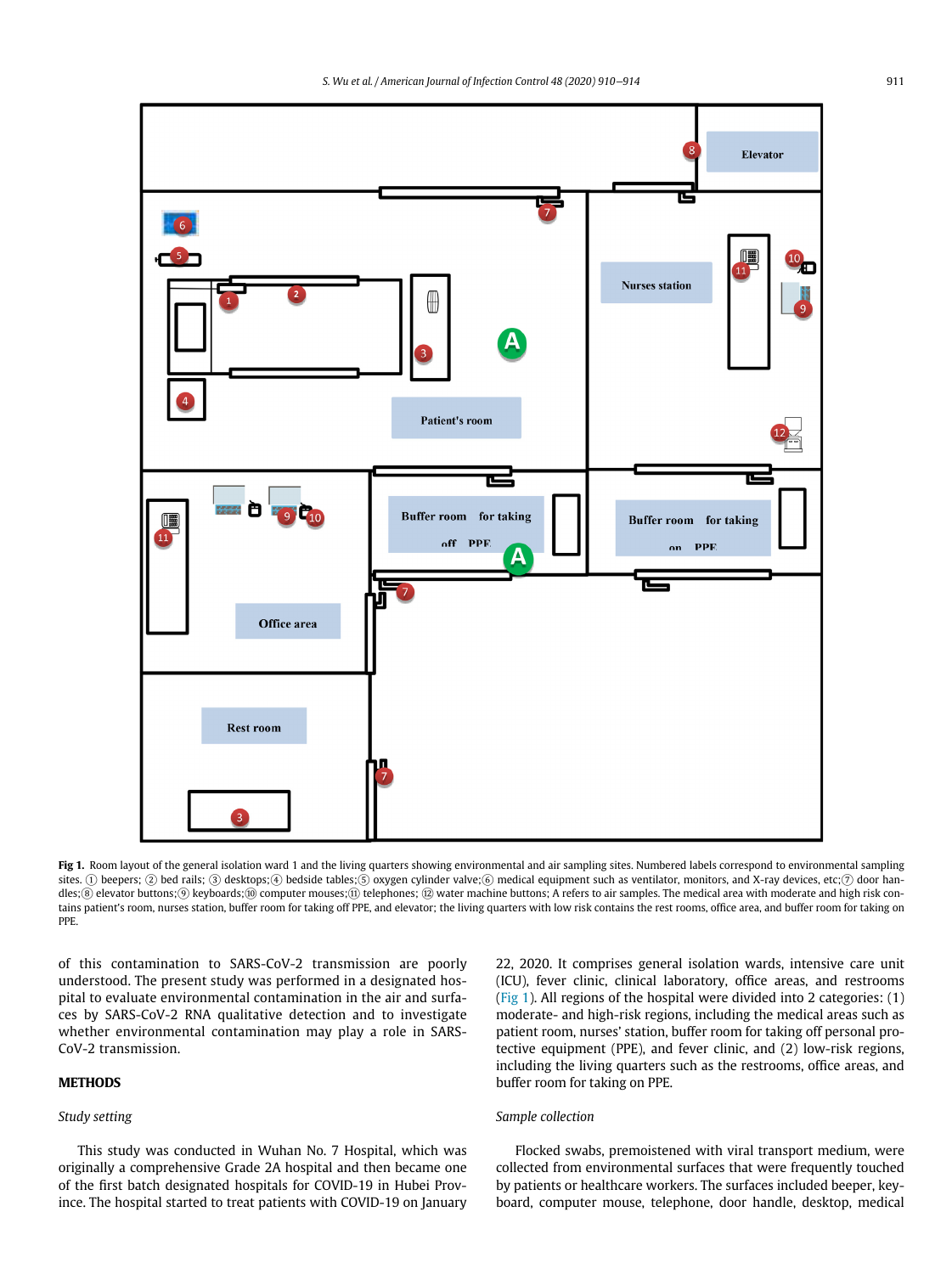Fig 1. Room layout of the general isolation ward 1 and the living quarters showing environmental and air sampling sites. Numbered labels correspond to environmental sampling sites. ① beepers; ② bed rails; ③ desktops; ④ bedside tables; ⑤ oxygen cylinder valve; ⑥ medical equipment such as ventilator, monitors, and X-ray devices, etc; ⑦ door handles; ⑧ elevator buttons; ⑨ keyboards; ⑩ computer mouses; ⑪ telephones; ⑫ water machine buttons; A refers to air samples. The medical area with moderate and high risk contains patient's room, nurses station, buffer room for taking off PPE, and elevator; the living quarters with low risk contains the rest rooms, office area, and buffer room for taking on PPE.

of this contamination to SARS-CoV-2 transmission are poorly understood. The present study was performed in a designated hospital to evaluate environmental contamination in the air and surfaces by SARS-CoV-2 RNA qualitative detection and to investigate whether environmental contamination may play a role in SARS-CoV-2 transmission.

## METHODS

### *Study setting*

This study was conducted in Wuhan No. 7 Hospital, which was originally a comprehensive Grade 2A hospital and then became one of the first batch designated hospitals for COVID-19 in Hubei Province. The hospital started to treat patients with COVID-19 on January 22, 2020. It comprises general isolation wards, intensive care unit (ICU), fever clinic, clinical laboratory, office areas, and restrooms (Fig 1). All regions of the hospital were divided into 2 categories: (1) moderate- and high-risk regions, including the medical areas such as patient room, nurses' station, buffer room for taking off personal protective equipment (PPE), and fever clinic, and (2) low-risk regions, including the living quarters such as the restrooms, office areas, and buffer room for taking on PPE.

### *Sample collection*

Flocked swabs, premoistened with viral transport medium, were collected from environmental surfaces that were frequently touched by patients or healthcare workers. The surfaces included beeper, keyboard, computer mouse, telephone, door handle, desktop, medical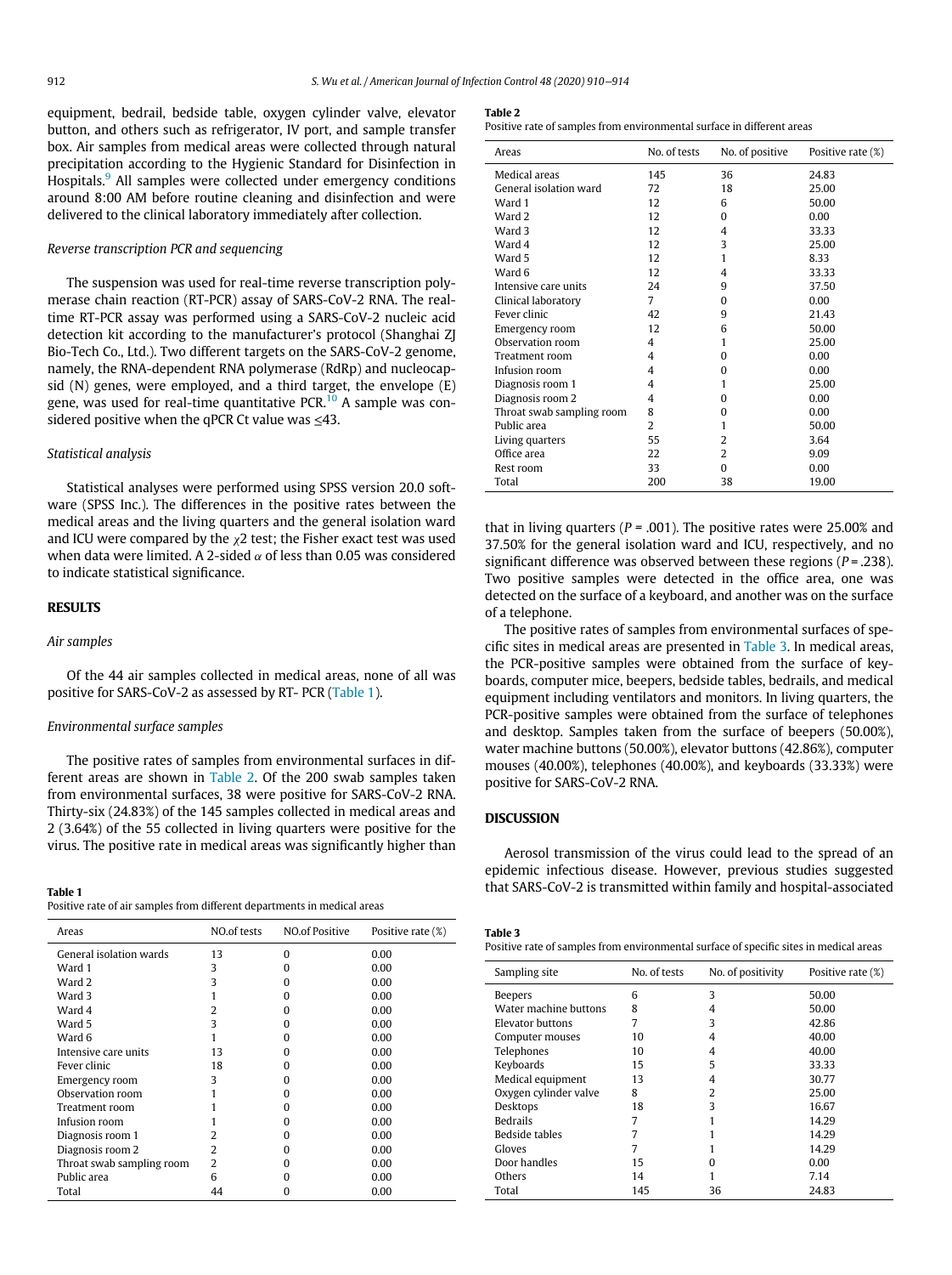equipment, bedrail, bedside table, oxygen cylinder valve, elevator button, and others such as refrigerator, IV port, and sample transfer box. Air samples from medical areas were collected through natural precipitation according to the Hygienic Standard for Disinfection in Hospitals.[9] All samples were collected under emergency conditions around 8:00 AM before routine cleaning and disinfection and were delivered to the clinical laboratory immediately after collection.

### Reverse transcription PCR and sequencing

The suspension was used for real-time reverse transcription polymerase chain reaction (RT-PCR) assay of SARS-CoV-2 RNA. The real-time RT-PCR assay was performed using a SARS-CoV-2 nucleic acid detection kit according to the manufacturer's protocol (Shanghai ZJ Bio-Tech Co., Ltd.). Two different targets on the SARS-CoV-2 genome, namely, the RNA-dependent RNA polymerase (RdRp) and nucleocapsid (N) genes, were employed, and a third target, the envelope (E) gene, was used for real-time quantitative PCR.[10] A sample was considered positive when the qPCR Ct value was ≤43.

### Statistical analysis

Statistical analyses were performed using SPSS version 20.0 software (SPSS Inc.). The differences in the positive rates between the medical areas and the living quarters and the general isolation ward and ICU were compared by the $\chi 2$ test; the Fisher exact test was used when data were limited. A 2-sided $\alpha$ of less than 0.05 was considered to indicate statistical significance.

## RESULTS

### Air samples

Of the 44 air samples collected in medical areas, none of all was positive for SARS-CoV-2 as assessed by RT- PCR (Table 1).

### Environmental surface samples

The positive rates of samples from environmental surfaces in different areas are shown in Table 2. Of the 200 swab samples taken from environmental surfaces, 38 were positive for SARS-CoV-2 RNA. Thirty-six (24.83%) of the 145 samples collected in medical areas and 2 (3.64%) of the 55 collected in living quarters were positive for the virus. The positive rate in medical areas was significantly higher than that in living quarters ($P = .001$). The positive rates were 25.00% and 37.50% for the general isolation ward and ICU, respectively, and no significant difference was observed between these regions ($P = .238$). Two positive samples were detected in the office area, one was detected on the surface of a keyboard, and another was on the surface of a telephone.

**Table 1**
Positive rate of air samples from different departments in medical areas

| Areas | NO.of tests | NO.of Positive | Positive rate (%) |
|---|---|---|---|
| General isolation wards | 13 | 0 | 0.00 |
| Ward 1 | 3 | 0 | 0.00 |
| Ward 2 | 3 | 0 | 0.00 |
| Ward 3 | 1 | 0 | 0.00 |
| Ward 4 | 2 | 0 | 0.00 |
| Ward 5 | 3 | 0 | 0.00 |
| Ward 6 | 1 | 0 | 0.00 |
| Intensive care units | 13 | 0 | 0.00 |
| Fever clinic | 18 | 0 | 0.00 |
| Emergency room | 3 | 0 | 0.00 |
| Observation room | 1 | 0 | 0.00 |
| Treatment room | 1 | 0 | 0.00 |
| Infusion room | 1 | 0 | 0.00 |
| Diagnosis room 1 | 2 | 0 | 0.00 |
| Diagnosis room 2 | 2 | 0 | 0.00 |
| Throat swab sampling room | 2 | 0 | 0.00 |
| Public area | 6 | 0 | 0.00 |
| Total | 44 | 0 | 0.00 |

**Table 2**
Positive rate of samples from environmental surface in different areas

| Areas | No. of tests | No. of positive | Positive rate (%) |
|---|---|---|---|
| Medical areas | 145 | 36 | 24.83 |
| General isolation ward | 72 | 18 | 25.00 |
| Ward 1 | 12 | 6 | 50.00 |
| Ward 2 | 12 | 0 | 0.00 |
| Ward 3 | 12 | 4 | 33.33 |
| Ward 4 | 12 | 3 | 25.00 |
| Ward 5 | 12 | 1 | 8.33 |
| Ward 6 | 12 | 4 | 33.33 |
| Intensive care units | 24 | 9 | 37.50 |
| Clinical laboratory | 7 | 0 | 0.00 |
| Fever clinic | 42 | 9 | 21.43 |
| Emergency room | 12 | 6 | 50.00 |
| Observation room | 4 | 1 | 25.00 |
| Treatment room | 4 | 0 | 0.00 |
| Infusion room | 4 | 0 | 0.00 |
| Diagnosis room 1 | 4 | 1 | 25.00 |
| Diagnosis room 2 | 4 | 0 | 0.00 |
| Throat swab sampling room | 8 | 0 | 0.00 |
| Public area | 2 | 1 | 50.00 |
| Living quarters | 55 | 2 | 3.64 |
| Office area | 22 | 2 | 9.09 |
| Rest room | 33 | 0 | 0.00 |
| Total | 200 | 38 | 19.00 |

The positive rates of samples from environmental surfaces of specific sites in medical areas are presented in Table 3. In medical areas, the PCR-positive samples were obtained from the surface of keyboards, computer mice, beepers, bedside tables, bedrails, and medical equipment including ventilators and monitors. In living quarters, the PCR-positive samples were obtained from the surface of telephones and desktop. Samples taken from the surface of beepers (50.00%), water machine buttons (50.00%), elevator buttons (42.86%), computer mouses (40.00%), telephones (40.00%), and keyboards (33.33%) were positive for SARS-CoV-2 RNA.

**Table 3**
Positive rate of samples from environmental surface of specific sites in medical areas

| Sampling site | No. of tests | No. of positivity | Positive rate (%) |
|---|---|---|---|
| Beepers | 6 | 3 | 50.00 |
| Water machine buttons | 8 | 4 | 50.00 |
| Elevator buttons | 7 | 3 | 42.86 |
| Computer mouses | 10 | 4 | 40.00 |
| Telephones | 10 | 4 | 40.00 |
| Keyboards | 15 | 5 | 33.33 |
| Medical equipment | 13 | 4 | 30.77 |
| Oxygen cylinder valve | 8 | 2 | 25.00 |
| Desktops | 18 | 3 | 16.67 |
| Bedrails | 7 | 1 | 14.29 |
| Bedside tables | 7 | 1 | 14.29 |
| Gloves | 7 | 1 | 14.29 |
| Door handles | 15 | 0 | 0.00 |
| Others | 14 | 1 | 7.14 |
| Total | 145 | 36 | 24.83 |

## DISCUSSION

Aerosol transmission of the virus could lead to the spread of an epidemic infectious disease. However, previous studies suggested that SARS-CoV-2 is transmitted within family and hospital-associated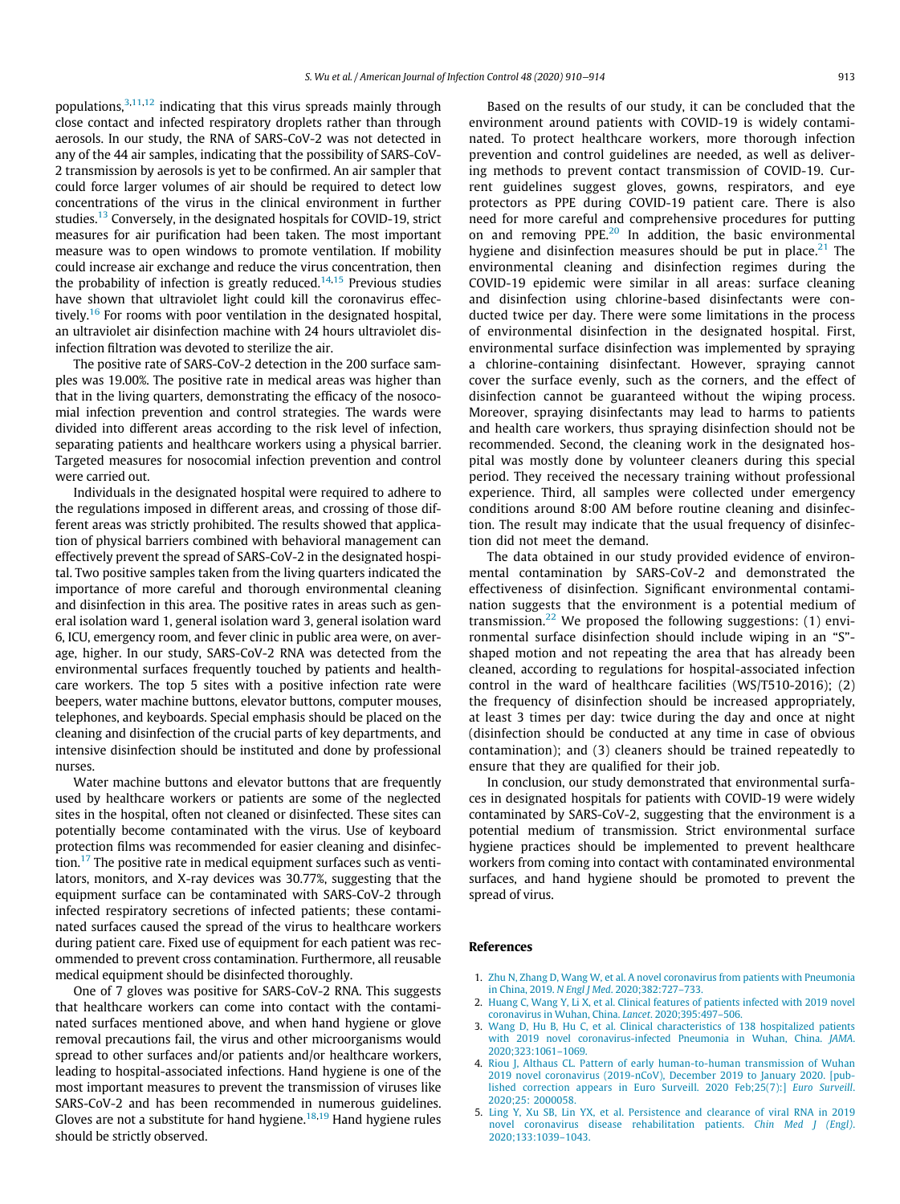populations,[3,11,12] indicating that this virus spreads mainly through close contact and infected respiratory droplets rather than through aerosols. In our study, the RNA of SARS-CoV-2 was not detected in any of the 44 air samples, indicating that the possibility of SARS-CoV-2 transmission by aerosols is yet to be confirmed. An air sampler that could force larger volumes of air should be required to detect low concentrations of the virus in the clinical environment in further studies.[13] Conversely, in the designated hospitals for COVID-19, strict measures for air purification had been taken. The most important measure was to open windows to promote ventilation. If mobility could increase air exchange and reduce the virus concentration, then the probability of infection is greatly reduced.[14,15] Previous studies have shown that ultraviolet light could kill the coronavirus effectively.[16] For rooms with poor ventilation in the designated hospital, an ultraviolet air disinfection machine with 24 hours ultraviolet disinfection filtration was devoted to sterilize the air.

The positive rate of SARS-CoV-2 detection in the 200 surface samples was 19.00%. The positive rate in medical areas was higher than that in the living quarters, demonstrating the efficacy of the nosocomial infection prevention and control strategies. The wards were divided into different areas according to the risk level of infection, separating patients and healthcare workers using a physical barrier. Targeted measures for nosocomial infection prevention and control were carried out.

Individuals in the designated hospital were required to adhere to the regulations imposed in different areas, and crossing of those different areas was strictly prohibited. The results showed that application of physical barriers combined with behavioral management can effectively prevent the spread of SARS-CoV-2 in the designated hospital. Two positive samples taken from the living quarters indicated the importance of more careful and thorough environmental cleaning and disinfection in this area. The positive rates in areas such as general isolation ward 1, general isolation ward 3, general isolation ward 6, ICU, emergency room, and fever clinic in public area were, on average, higher. In our study, SARS-CoV-2 RNA was detected from the environmental surfaces frequently touched by patients and healthcare workers. The top 5 sites with a positive infection rate were beepers, water machine buttons, elevator buttons, computer mouses, telephones, and keyboards. Special emphasis should be placed on the cleaning and disinfection of the crucial parts of key departments, and intensive disinfection should be instituted and done by professional nurses.

Water machine buttons and elevator buttons that are frequently used by healthcare workers or patients are some of the neglected sites in the hospital, often not cleaned or disinfected. These sites can potentially become contaminated with the virus. Use of keyboard protection films was recommended for easier cleaning and disinfection.[17] The positive rate in medical equipment surfaces such as ventilators, monitors, and X-ray devices was 30.77%, suggesting that the equipment surface can be contaminated with SARS-CoV-2 through infected respiratory secretions of infected patients; these contaminated surfaces caused the spread of the virus to healthcare workers during patient care. Fixed use of equipment for each patient was recommended to prevent cross contamination. Furthermore, all reusable medical equipment should be disinfected thoroughly.

One of 7 gloves was positive for SARS-CoV-2 RNA. This suggests that healthcare workers can come into contact with the contaminated surfaces mentioned above, and when hand hygiene or glove removal precautions fail, the virus and other microorganisms would spread to other surfaces and/or patients and/or healthcare workers, leading to hospital-associated infections. Hand hygiene is one of the most important measures to prevent the transmission of viruses like SARS-CoV-2 and has been recommended in numerous guidelines. Gloves are not a substitute for hand hygiene.[18,19] Hand hygiene rules should be strictly observed.

Based on the results of our study, it can be concluded that the environment around patients with COVID-19 is widely contaminated. To protect healthcare workers, more thorough infection prevention and control guidelines are needed, as well as delivering methods to prevent contact transmission of COVID-19. Current guidelines suggest gloves, gowns, respirators, and eye protectors as PPE during COVID-19 patient care. There is also need for more careful and comprehensive procedures for putting on and removing PPE.[20] In addition, the basic environmental hygiene and disinfection measures should be put in place.[21] The environmental cleaning and disinfection regimes during the COVID-19 epidemic were similar in all areas: surface cleaning and disinfection using chlorine-based disinfectants were conducted twice per day. There were some limitations in the process of environmental disinfection in the designated hospital. First, environmental surface disinfection was implemented by spraying a chlorine-containing disinfectant. However, spraying cannot cover the surface evenly, such as the corners, and the effect of disinfection cannot be guaranteed without the wiping process. Moreover, spraying disinfectants may lead to harms to patients and health care workers, thus spraying disinfection should not be recommended. Second, the cleaning work in the designated hospital was mostly done by volunteer cleaners during this special period. They received the necessary training without professional experience. Third, all samples were collected under emergency conditions around 8:00 AM before routine cleaning and disinfection. The result may indicate that the usual frequency of disinfection did not meet the demand.

The data obtained in our study provided evidence of environmental contamination by SARS-CoV-2 and demonstrated the effectiveness of disinfection. Significant environmental contamination suggests that the environment is a potential medium of transmission.[22] We proposed the following suggestions: (1) environmental surface disinfection should include wiping in an "S"-shaped motion and not repeating the area that has already been cleaned, according to regulations for hospital-associated infection control in the ward of healthcare facilities (WS/T510-2016); (2) the frequency of disinfection should be increased appropriately, at least 3 times per day: twice during the day and once at night (disinfection should be conducted at any time in case of obvious contamination); and (3) cleaners should be trained repeatedly to ensure that they are qualified for their job.

In conclusion, our study demonstrated that environmental surfaces in designated hospitals for patients with COVID-19 were widely contaminated by SARS-CoV-2, suggesting that the environment is a potential medium of transmission. Strict environmental surface hygiene practices should be implemented to prevent healthcare workers from coming into contact with contaminated environmental surfaces, and hand hygiene should be promoted to prevent the spread of virus.

## References

1. Zhu N, Zhang D, Wang W, et al. A novel coronavirus from patients with Pneumonia in China, 2019. *N Engl J Med*. 2020;382:727–733.
2. Huang C, Wang Y, Li X, et al. Clinical features of patients infected with 2019 novel coronavirus in Wuhan, China. *Lancet*. 2020;395:497–506.
3. Wang D, Hu B, Hu C, et al. Clinical characteristics of 138 hospitalized patients with 2019 novel coronavirus-infected Pneumonia in Wuhan, China. *JAMA*. 2020;323:1061–1069.
4. Riou J, Althaus CL. Pattern of early human-to-human transmission of Wuhan 2019 novel coronavirus (2019-nCoV), December 2019 to January 2020. [published correction appears in Euro Surveill. 2020 Feb;25(7):] *Euro Surveill*. 2020;25: 2000058.
5. Ling Y, Xu SB, Lin YX, et al. Persistence and clearance of viral RNA in 2019 novel coronavirus disease rehabilitation patients. *Chin Med J (Engl)*. 2020;133:1039–1043.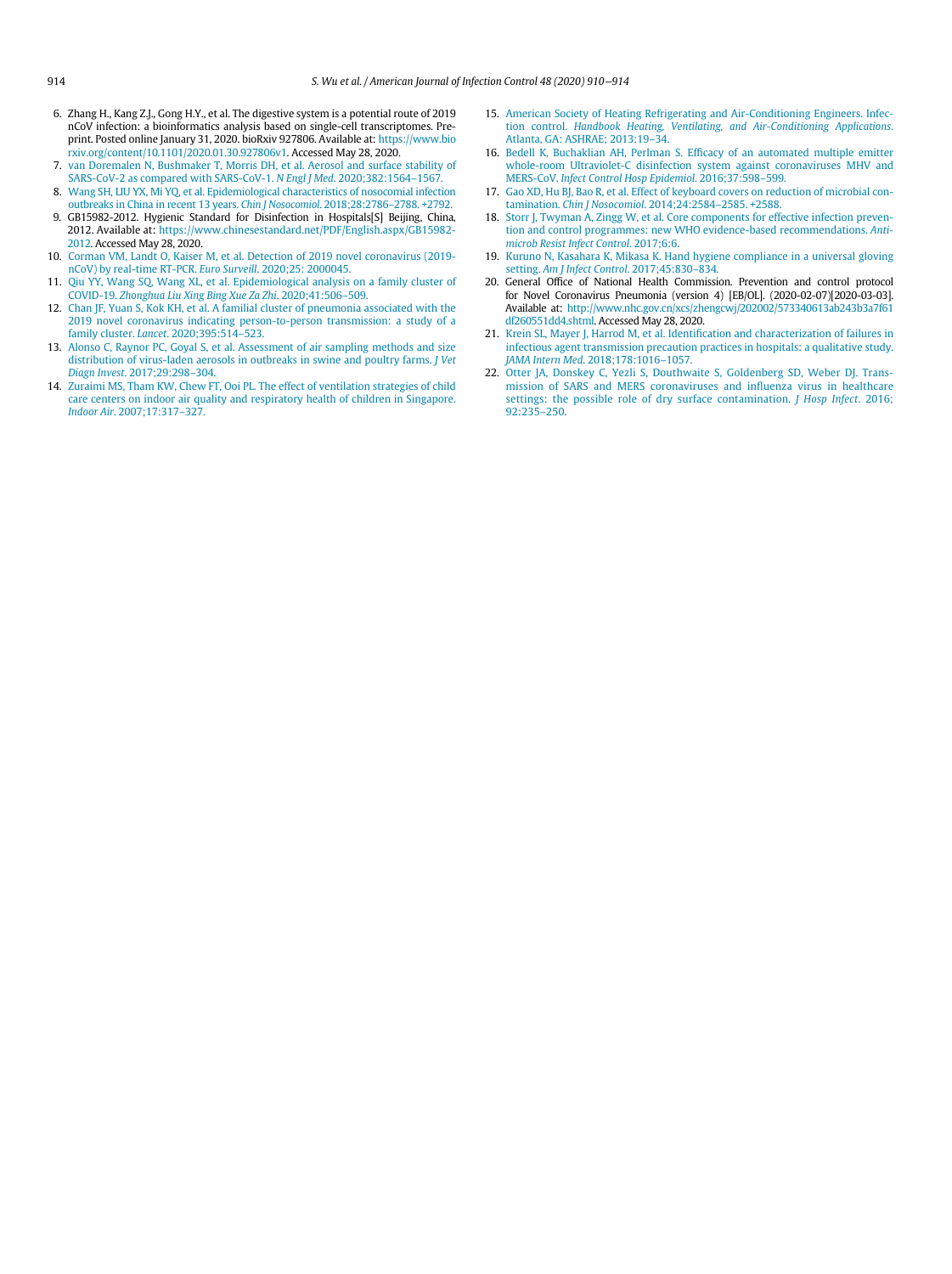6. Zhang H., Kang Z.J., Gong H.Y., et al. The digestive system is a potential route of 2019 nCoV infection: a bioinformatics analysis based on single-cell transcriptomes. Preprint. Posted online January 31, 2020. bioRxiv 927806. Available at: https://www.biorxiv.org/content/10.1101/2020.01.30.927806v1. Accessed May 28, 2020.
7. van Doremalen N, Bushmaker T, Morris DH, et al. Aerosol and surface stability of SARS-CoV-2 as compared with SARS-CoV-1. *N Engl J Med*. 2020;382:1564–1567.
8. Wang SH, LIU YX, Mi YQ, et al. Epidemiological characteristics of nosocomial infection outbreaks in China in recent 13 years. *Chin J Nosocomiol*. 2018;28:2786–2788. +2792.
9. GB15982-2012. Hygienic Standard for Disinfection in Hospitals[S] Beijing, China, 2012. Available at: https://www.chinesestandard.net/PDF/English.aspx/GB15982-2012. Accessed May 28, 2020.
10. Corman VM, Landt O, Kaiser M, et al. Detection of 2019 novel coronavirus (2019-nCoV) by real-time RT-PCR. *Euro Surveill*. 2020;25: 2000045.
11. Qiu YY, Wang SQ, Wang XL, et al. Epidemiological analysis on a family cluster of COVID-19. *Zhonghua Liu Xing Bing Xue Za Zhi*. 2020;41:506–509.
12. Chan JF, Yuan S, Kok KH, et al. A familial cluster of pneumonia associated with the 2019 novel coronavirus indicating person-to-person transmission: a study of a family cluster. *Lancet*. 2020;395:514–523.
13. Alonso C, Raynor PC, Goyal S, et al. Assessment of air sampling methods and size distribution of virus-laden aerosols in outbreaks in swine and poultry farms. *J Vet Diagn Invest*. 2017;29:298–304.
14. Zuraimi MS, Tham KW, Chew FT, Ooi PL. The effect of ventilation strategies of child care centers on indoor air quality and respiratory health of children in Singapore. *Indoor Air*. 2007;17:317–327.
15. American Society of Heating Refrigerating and Air-Conditioning Engineers. Infection control. *Handbook Heating, Ventilating, and Air-Conditioning Applications*. Atlanta, GA: ASHRAE; 2013:19–34.
16. Bedell K, Buchaklian AH, Perlman S. Efficacy of an automated multiple emitter whole-room Ultraviolet-C disinfection system against coronaviruses MHV and MERS-CoV. *Infect Control Hosp Epidemiol*. 2016;37:598–599.
17. Gao XD, Hu BJ, Bao R, et al. Effect of keyboard covers on reduction of microbial contamination. *Chin J Nosocomiol*. 2014;24:2584–2585. +2588.
18. Storr J, Twyman A, Zingg W, et al. Core components for effective infection prevention and control programmes: new WHO evidence-based recommendations. *Antimicrob Resist Infect Control*. 2017;6:6.
19. Kuruno N, Kasahara K, Mikasa K. Hand hygiene compliance in a universal gloving setting. *Am J Infect Control*. 2017;45:830–834.
20. General Office of National Health Commission. Prevention and control protocol for Novel Coronavirus Pneumonia (version 4) [EB/OL]. (2020-02-07)[2020-03-03]. Available at: http://www.nhc.gov.cn/xcs/zhengcwj/202002/573340613ab243b3a7f61df260551dd4.shtml. Accessed May 28, 2020.
21. Krein SL, Mayer J, Harrod M, et al. Identification and characterization of failures in infectious agent transmission precaution practices in hospitals: a qualitative study. *JAMA Intern Med*. 2018;178:1016–1057.
22. Otter JA, Donskey C, Yezli S, Douthwaite S, Goldenberg SD, Weber DJ. Transmission of SARS and MERS coronaviruses and influenza virus in healthcare settings: the possible role of dry surface contamination. *J Hosp Infect*. 2016; 92:235–250.